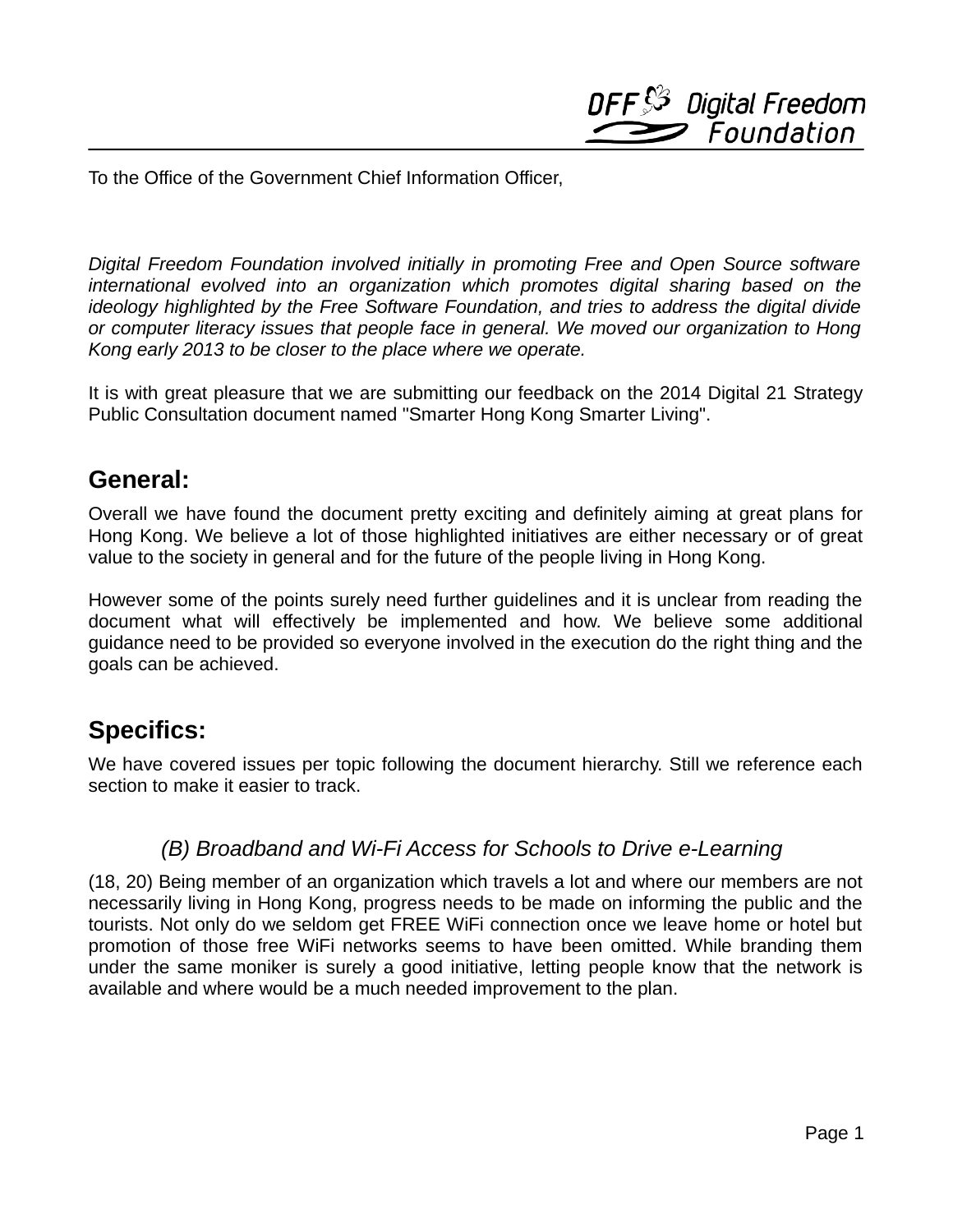To the Office of the Government Chief Information Officer,

*Digital Freedom Foundation involved initially in promoting Free and Open Source software international evolved into an organization which promotes digital sharing based on the ideology highlighted by the Free Software Foundation, and tries to address the digital divide or computer literacy issues that people face in general. We moved our organization to Hong Kong early 2013 to be closer to the place where we operate.*

It is with great pleasure that we are submitting our feedback on the 2014 Digital 21 Strategy Public Consultation document named "Smarter Hong Kong Smarter Living".

## General:

Overall we have found the document pretty exciting and definitely aiming at great plans for Hong Kong. We believe a lot of those highlighted initiatives are either necessary or of great value to the society in general and for the future of the people living in Hong Kong.

However some of the points surely need further guidelines and it is unclear from reading the document what will effectively be implemented and how. We believe some additional guidance need to be provided so everyone involved in the execution do the right thing and the goals can be achieved.

## Specifics:

We have covered issues per topic following the document hierarchy. Still we reference each section to make it easier to track.

### *(B) Broadband and Wi-Fi Access for Schools to Drive e-Learning*

(18, 20) Being member of an organization which travels a lot and where our members are not necessarily living in Hong Kong, progress needs to be made on informing the public and the tourists. Not only do we seldom get FREE WiFi connection once we leave home or hotel but promotion of those free WiFi networks seems to have been omitted. While branding them under the same moniker is surely a good initiative, letting people know that the network is available and where would be a much needed improvement to the plan.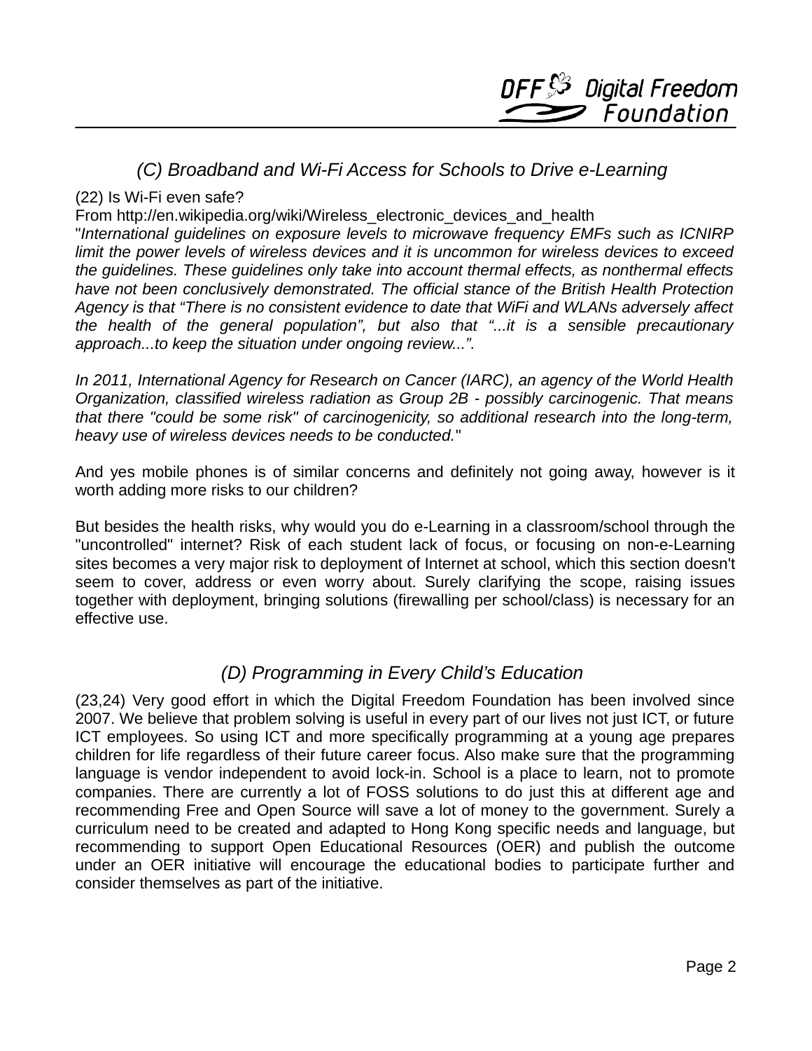## *(C) Broadband and Wi-Fi Access for Schools to Drive e-Learning*

(22) Is Wi-Fi even safe?
From http://en.wikipedia.org/wiki/Wireless_electronic_devices_and_health
"*International guidelines on exposure levels to microwave frequency EMFs such as ICNIRP limit the power levels of wireless devices and it is uncommon for wireless devices to exceed the guidelines. These guidelines only take into account thermal effects, as nonthermal effects have not been conclusively demonstrated. The official stance of the British Health Protection Agency is that "There is no consistent evidence to date that WiFi and WLANs adversely affect the health of the general population", but also that "...it is a sensible precautionary approach...to keep the situation under ongoing review...".*

*In 2011, International Agency for Research on Cancer (IARC), an agency of the World Health Organization, classified wireless radiation as Group 2B - possibly carcinogenic. That means that there "could be some risk" of carcinogenicity, so additional research into the long-term, heavy use of wireless devices needs to be conducted.*"

And yes mobile phones is of similar concerns and definitely not going away, however is it worth adding more risks to our children?

But besides the health risks, why would you do e-Learning in a classroom/school through the "uncontrolled" internet? Risk of each student lack of focus, or focusing on non-e-Learning sites becomes a very major risk to deployment of Internet at school, which this section doesn't seem to cover, address or even worry about. Surely clarifying the scope, raising issues together with deployment, bringing solutions (firewalling per school/class) is necessary for an effective use.

## *(D) Programming in Every Child's Education*

(23,24) Very good effort in which the Digital Freedom Foundation has been involved since 2007. We believe that problem solving is useful in every part of our lives not just ICT, or future ICT employees. So using ICT and more specifically programming at a young age prepares children for life regardless of their future career focus. Also make sure that the programming language is vendor independent to avoid lock-in. School is a place to learn, not to promote companies. There are currently a lot of FOSS solutions to do just this at different age and recommending Free and Open Source will save a lot of money to the government. Surely a curriculum need to be created and adapted to Hong Kong specific needs and language, but recommending to support Open Educational Resources (OER) and publish the outcome under an OER initiative will encourage the educational bodies to participate further and consider themselves as part of the initiative.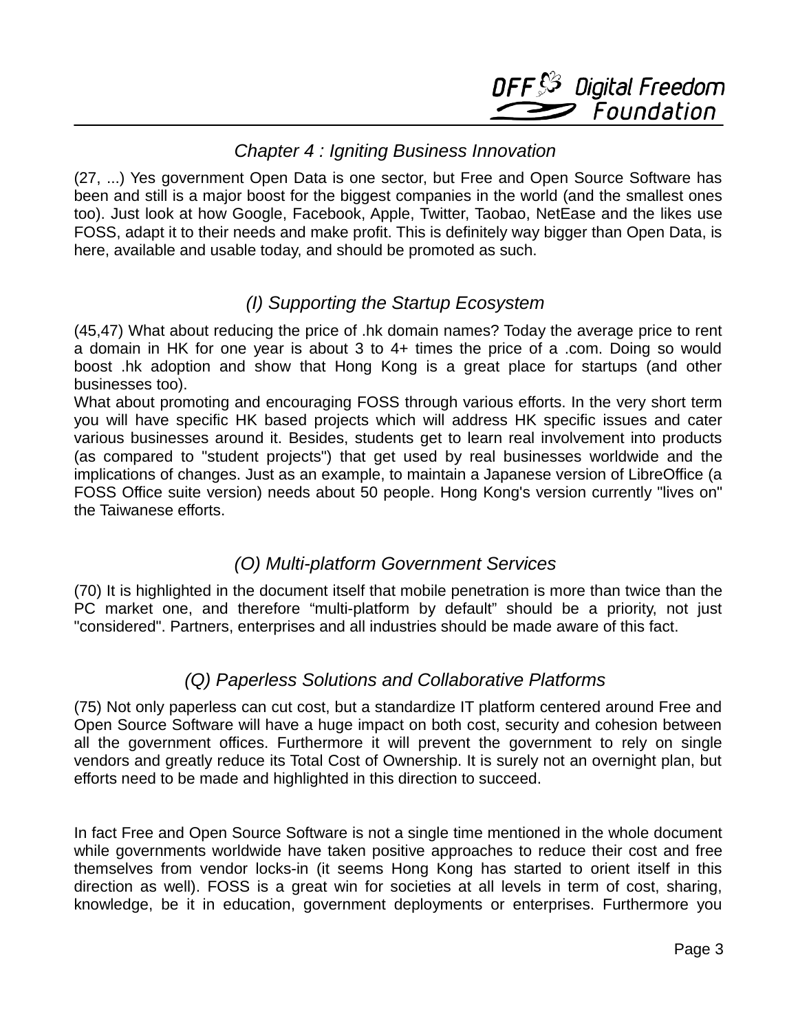## *Chapter 4 : Igniting Business Innovation*

(27, ...) Yes government Open Data is one sector, but Free and Open Source Software has been and still is a major boost for the biggest companies in the world (and the smallest ones too). Just look at how Google, Facebook, Apple, Twitter, Taobao, NetEase and the likes use FOSS, adapt it to their needs and make profit. This is definitely way bigger than Open Data, is here, available and usable today, and should be promoted as such.

### *(I) Supporting the Startup Ecosystem*

(45,47) What about reducing the price of .hk domain names? Today the average price to rent a domain in HK for one year is about 3 to 4+ times the price of a .com. Doing so would boost .hk adoption and show that Hong Kong is a great place for startups (and other businesses too).

What about promoting and encouraging FOSS through various efforts. In the very short term you will have specific HK based projects which will address HK specific issues and cater various businesses around it. Besides, students get to learn real involvement into products (as compared to "student projects") that get used by real businesses worldwide and the implications of changes. Just as an example, to maintain a Japanese version of LibreOffice (a FOSS Office suite version) needs about 50 people. Hong Kong's version currently "lives on" the Taiwanese efforts.

### *(O) Multi-platform Government Services*

(70) It is highlighted in the document itself that mobile penetration is more than twice than the PC market one, and therefore “multi-platform by default” should be a priority, not just "considered". Partners, enterprises and all industries should be made aware of this fact.

### *(Q) Paperless Solutions and Collaborative Platforms*

(75) Not only paperless can cut cost, but a standardize IT platform centered around Free and Open Source Software will have a huge impact on both cost, security and cohesion between all the government offices. Furthermore it will prevent the government to rely on single vendors and greatly reduce its Total Cost of Ownership. It is surely not an overnight plan, but efforts need to be made and highlighted in this direction to succeed.

In fact Free and Open Source Software is not a single time mentioned in the whole document while governments worldwide have taken positive approaches to reduce their cost and free themselves from vendor locks-in (it seems Hong Kong has started to orient itself in this direction as well). FOSS is a great win for societies at all levels in term of cost, sharing, knowledge, be it in education, government deployments or enterprises. Furthermore you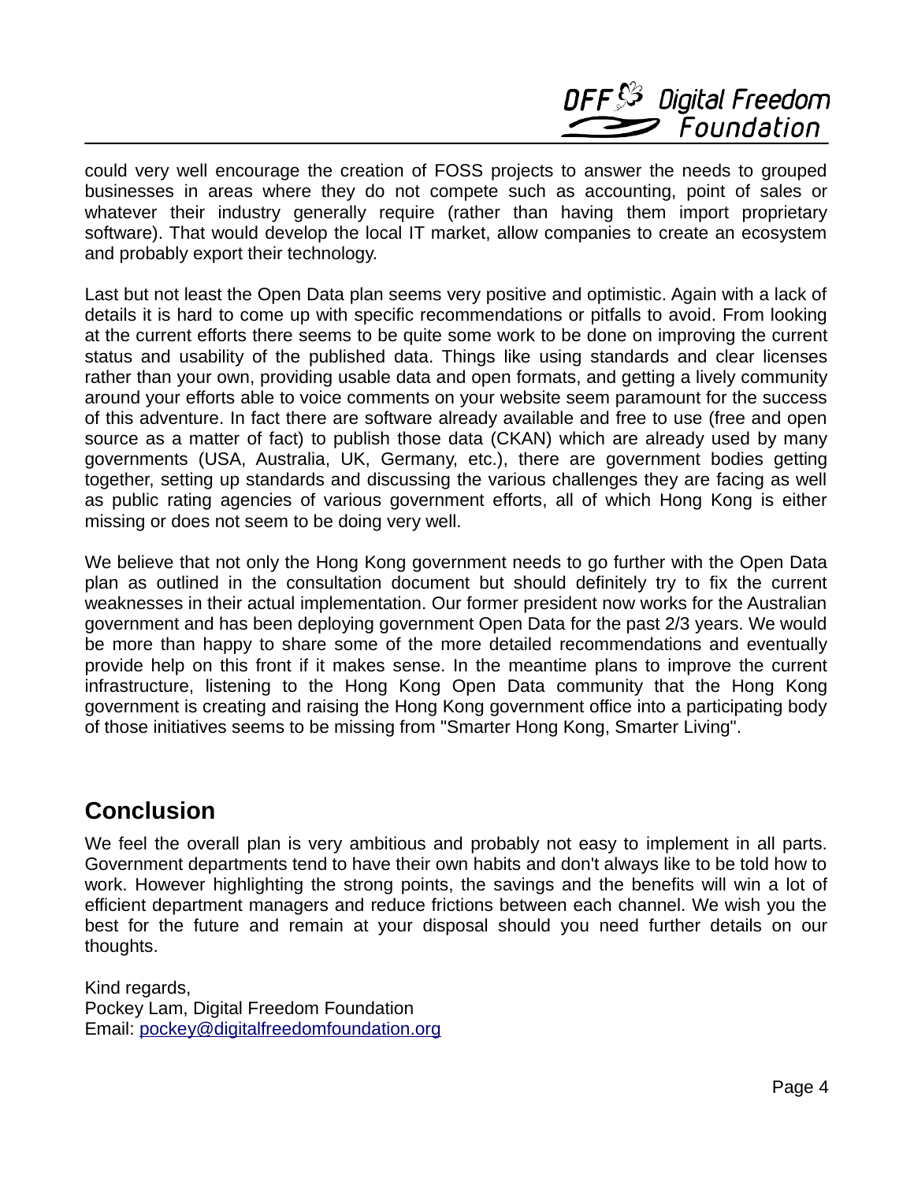could very well encourage the creation of FOSS projects to answer the needs to grouped businesses in areas where they do not compete such as accounting, point of sales or whatever their industry generally require (rather than having them import proprietary software). That would develop the local IT market, allow companies to create an ecosystem and probably export their technology.

Last but not least the Open Data plan seems very positive and optimistic. Again with a lack of details it is hard to come up with specific recommendations or pitfalls to avoid. From looking at the current efforts there seems to be quite some work to be done on improving the current status and usability of the published data. Things like using standards and clear licenses rather than your own, providing usable data and open formats, and getting a lively community around your efforts able to voice comments on your website seem paramount for the success of this adventure. In fact there are software already available and free to use (free and open source as a matter of fact) to publish those data (CKAN) which are already used by many governments (USA, Australia, UK, Germany, etc.), there are government bodies getting together, setting up standards and discussing the various challenges they are facing as well as public rating agencies of various government efforts, all of which Hong Kong is either missing or does not seem to be doing very well.

We believe that not only the Hong Kong government needs to go further with the Open Data plan as outlined in the consultation document but should definitely try to fix the current weaknesses in their actual implementation. Our former president now works for the Australian government and has been deploying government Open Data for the past 2/3 years. We would be more than happy to share some of the more detailed recommendations and eventually provide help on this front if it makes sense. In the meantime plans to improve the current infrastructure, listening to the Hong Kong Open Data community that the Hong Kong government is creating and raising the Hong Kong government office into a participating body of those initiatives seems to be missing from "Smarter Hong Kong, Smarter Living".

## Conclusion

We feel the overall plan is very ambitious and probably not easy to implement in all parts. Government departments tend to have their own habits and don't always like to be told how to work. However highlighting the strong points, the savings and the benefits will win a lot of efficient department managers and reduce frictions between each channel. We wish you the best for the future and remain at your disposal should you need further details on our thoughts.

Kind regards,
Pockey Lam, Digital Freedom Foundation
Email: pockey@digitalfreedomfoundation.org